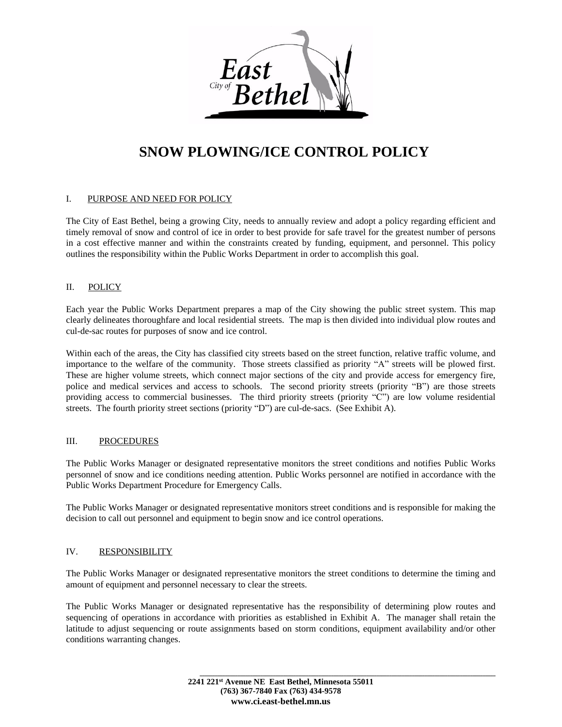# SNOW PLOWING/ICE CONTROL POLICY

## I. PURPOSE AND NEED FOR POLICY

The City of East Bethel, being a growing City, needs to annually review and adopt a policy regarding efficient and timely removal of snow and control of ice in order to best provide for safe travel for the greatest number of persons in a cost effective manner and within the constraints created by funding, equipment, and personnel. This policy outlines the responsibility within the Public Works Department in order to accomplish this goal.

## II. POLICY

Each year the Public Works Department prepares a map of the City showing the public street system. This map clearly delineates thoroughfare and local residential streets. The map is then divided into individual plow routes and cul-de-sac routes for purposes of snow and ice control.

Within each of the areas, the City has classified city streets based on the street function, relative traffic volume, and importance to the welfare of the community. Those streets classified as priority "A" streets will be plowed first. These are higher volume streets, which connect major sections of the city and provide access for emergency fire, police and medical services and access to schools. The second priority streets (priority "B") are those streets providing access to commercial businesses. The third priority streets (priority "C") are low volume residential streets. The fourth priority street sections (priority "D") are cul-de-sacs. (See Exhibit A).

## III. PROCEDURES

The Public Works Manager or designated representative monitors the street conditions and notifies Public Works personnel of snow and ice conditions needing attention. Public Works personnel are notified in accordance with the Public Works Department Procedure for Emergency Calls.

The Public Works Manager or designated representative monitors street conditions and is responsible for making the decision to call out personnel and equipment to begin snow and ice control operations.

## IV. RESPONSIBILITY

The Public Works Manager or designated representative monitors the street conditions to determine the timing and amount of equipment and personnel necessary to clear the streets.

The Public Works Manager or designated representative has the responsibility of determining plow routes and sequencing of operations in accordance with priorities as established in Exhibit A. The manager shall retain the latitude to adjust sequencing or route assignments based on storm conditions, equipment availability and/or other conditions warranting changes.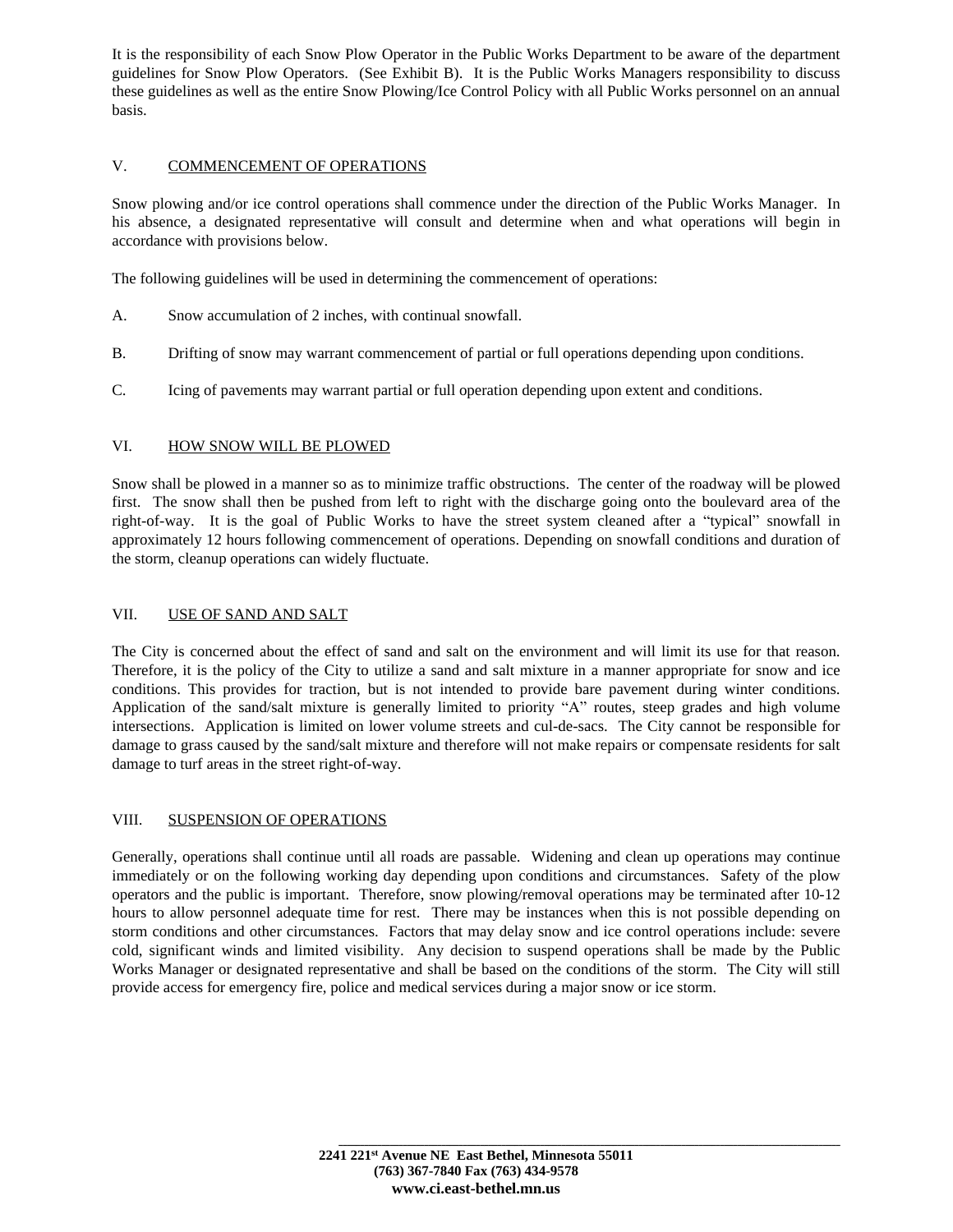It is the responsibility of each Snow Plow Operator in the Public Works Department to be aware of the department guidelines for Snow Plow Operators. (See Exhibit B). It is the Public Works Managers responsibility to discuss these guidelines as well as the entire Snow Plowing/Ice Control Policy with all Public Works personnel on an annual basis.

## V. COMMENCEMENT OF OPERATIONS

Snow plowing and/or ice control operations shall commence under the direction of the Public Works Manager. In his absence, a designated representative will consult and determine when and what operations will begin in accordance with provisions below.

The following guidelines will be used in determining the commencement of operations:

A. Snow accumulation of 2 inches, with continual snowfall.

B. Drifting of snow may warrant commencement of partial or full operations depending upon conditions.

C. Icing of pavements may warrant partial or full operation depending upon extent and conditions.

## VI. HOW SNOW WILL BE PLOWED

Snow shall be plowed in a manner so as to minimize traffic obstructions. The center of the roadway will be plowed first. The snow shall then be pushed from left to right with the discharge going onto the boulevard area of the right-of-way. It is the goal of Public Works to have the street system cleaned after a "typical" snowfall in approximately 12 hours following commencement of operations. Depending on snowfall conditions and duration of the storm, cleanup operations can widely fluctuate.

## VII. USE OF SAND AND SALT

The City is concerned about the effect of sand and salt on the environment and will limit its use for that reason. Therefore, it is the policy of the City to utilize a sand and salt mixture in a manner appropriate for snow and ice conditions. This provides for traction, but is not intended to provide bare pavement during winter conditions. Application of the sand/salt mixture is generally limited to priority "A" routes, steep grades and high volume intersections. Application is limited on lower volume streets and cul-de-sacs. The City cannot be responsible for damage to grass caused by the sand/salt mixture and therefore will not make repairs or compensate residents for salt damage to turf areas in the street right-of-way.

## VIII. SUSPENSION OF OPERATIONS

Generally, operations shall continue until all roads are passable. Widening and clean up operations may continue immediately or on the following working day depending upon conditions and circumstances. Safety of the plow operators and the public is important. Therefore, snow plowing/removal operations may be terminated after 10-12 hours to allow personnel adequate time for rest. There may be instances when this is not possible depending on storm conditions and other circumstances. Factors that may delay snow and ice control operations include: severe cold, significant winds and limited visibility. Any decision to suspend operations shall be made by the Public Works Manager or designated representative and shall be based on the conditions of the storm. The City will still provide access for emergency fire, police and medical services during a major snow or ice storm.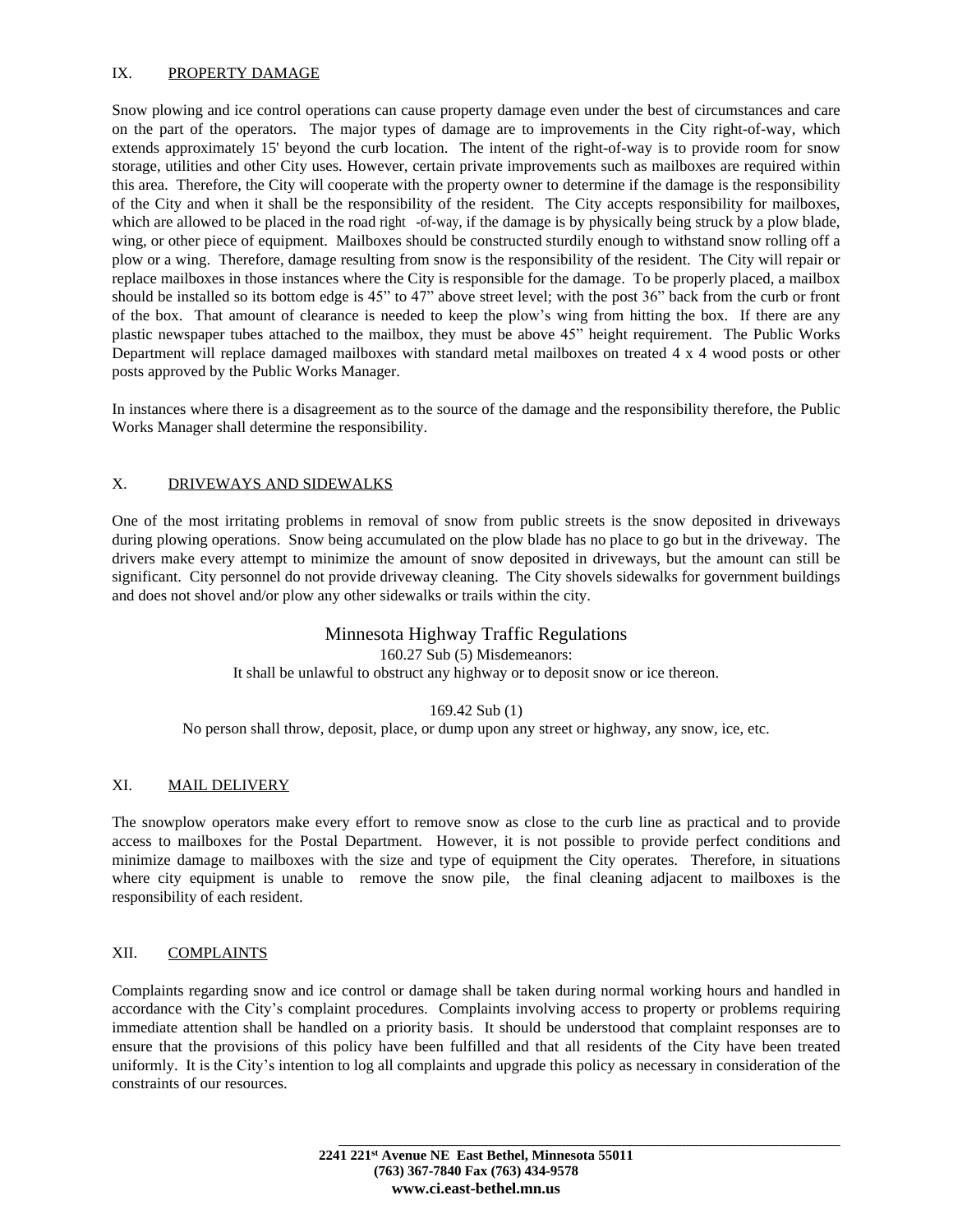## IX. PROPERTY DAMAGE

Snow plowing and ice control operations can cause property damage even under the best of circumstances and care on the part of the operators. The major types of damage are to improvements in the City right-of-way, which extends approximately 15' beyond the curb location. The intent of the right-of-way is to provide room for snow storage, utilities and other City uses. However, certain private improvements such as mailboxes are required within this area. Therefore, the City will cooperate with the property owner to determine if the damage is the responsibility of the City and when it shall be the responsibility of the resident. The City accepts responsibility for mailboxes, which are allowed to be placed in the road right -of-way, if the damage is by physically being struck by a plow blade, wing, or other piece of equipment. Mailboxes should be constructed sturdily enough to withstand snow rolling off a plow or a wing. Therefore, damage resulting from snow is the responsibility of the resident. The City will repair or replace mailboxes in those instances where the City is responsible for the damage. To be properly placed, a mailbox should be installed so its bottom edge is 45" to 47" above street level; with the post 36" back from the curb or front of the box. That amount of clearance is needed to keep the plow's wing from hitting the box. If there are any plastic newspaper tubes attached to the mailbox, they must be above 45" height requirement. The Public Works Department will replace damaged mailboxes with standard metal mailboxes on treated 4 x 4 wood posts or other posts approved by the Public Works Manager.

In instances where there is a disagreement as to the source of the damage and the responsibility therefore, the Public Works Manager shall determine the responsibility.

## X. DRIVEWAYS AND SIDEWALKS

One of the most irritating problems in removal of snow from public streets is the snow deposited in driveways during plowing operations. Snow being accumulated on the plow blade has no place to go but in the driveway. The drivers make every attempt to minimize the amount of snow deposited in driveways, but the amount can still be significant. City personnel do not provide driveway cleaning. The City shovels sidewalks for government buildings and does not shovel and/or plow any other sidewalks or trails within the city.

### Minnesota Highway Traffic Regulations

160.27 Sub (5) Misdemeanors:
It shall be unlawful to obstruct any highway or to deposit snow or ice thereon.

169.42 Sub (1)
No person shall throw, deposit, place, or dump upon any street or highway, any snow, ice, etc.

## XI. MAIL DELIVERY

The snowplow operators make every effort to remove snow as close to the curb line as practical and to provide access to mailboxes for the Postal Department. However, it is not possible to provide perfect conditions and minimize damage to mailboxes with the size and type of equipment the City operates. Therefore, in situations where city equipment is unable to remove the snow pile, the final cleaning adjacent to mailboxes is the responsibility of each resident.

## XII. COMPLAINTS

Complaints regarding snow and ice control or damage shall be taken during normal working hours and handled in accordance with the City's complaint procedures. Complaints involving access to property or problems requiring immediate attention shall be handled on a priority basis. It should be understood that complaint responses are to ensure that the provisions of this policy have been fulfilled and that all residents of the City have been treated uniformly. It is the City's intention to log all complaints and upgrade this policy as necessary in consideration of the constraints of our resources.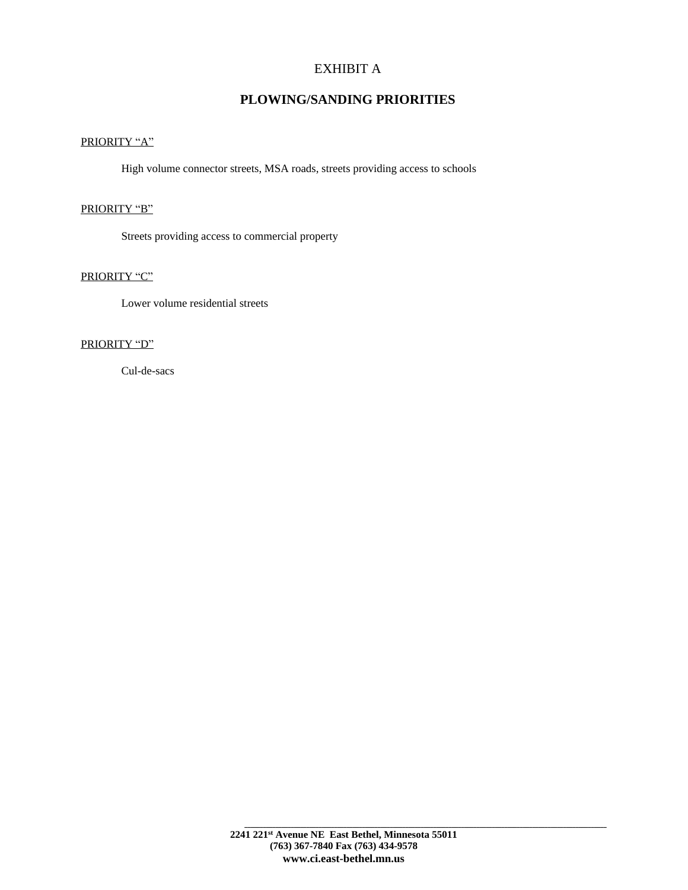# EXHIBIT A

## PLOWING/SANDING PRIORITIES

PRIORITY "A"

High volume connector streets, MSA roads, streets providing access to schools

PRIORITY "B"

Streets providing access to commercial property

PRIORITY "C"

Lower volume residential streets

PRIORITY "D"

Cul-de-sacs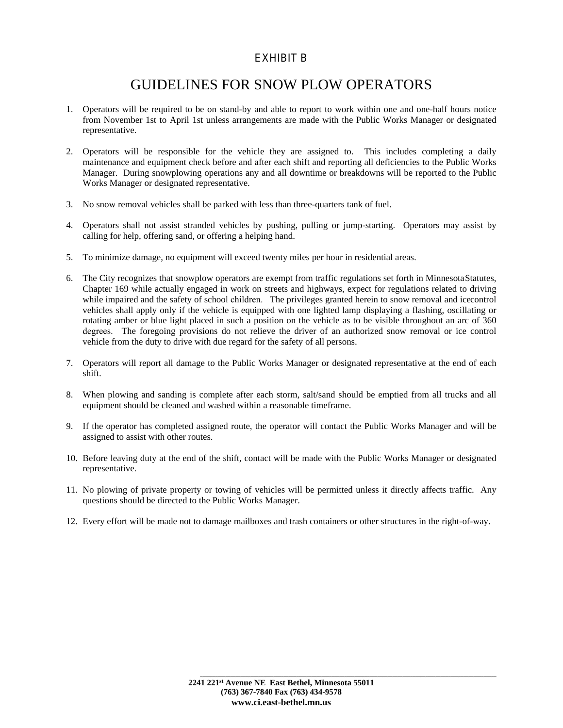EXHIBIT B

# GUIDELINES FOR SNOW PLOW OPERATORS

1. Operators will be required to be on stand-by and able to report to work within one and one-half hours notice from November 1st to April 1st unless arrangements are made with the Public Works Manager or designated representative.

2. Operators will be responsible for the vehicle they are assigned to. This includes completing a daily maintenance and equipment check before and after each shift and reporting all deficiencies to the Public Works Manager. During snowplowing operations any and all downtime or breakdowns will be reported to the Public Works Manager or designated representative.

3. No snow removal vehicles shall be parked with less than three-quarters tank of fuel.

4. Operators shall not assist stranded vehicles by pushing, pulling or jump-starting. Operators may assist by calling for help, offering sand, or offering a helping hand.

5. To minimize damage, no equipment will exceed twenty miles per hour in residential areas.

6. The City recognizes that snowplow operators are exempt from traffic regulations set forth in MinnesotaStatutes, Chapter 169 while actually engaged in work on streets and highways, expect for regulations related to driving while impaired and the safety of school children. The privileges granted herein to snow removal and icecontrol vehicles shall apply only if the vehicle is equipped with one lighted lamp displaying a flashing, oscillating or rotating amber or blue light placed in such a position on the vehicle as to be visible throughout an arc of 360 degrees. The foregoing provisions do not relieve the driver of an authorized snow removal or ice control vehicle from the duty to drive with due regard for the safety of all persons.

7. Operators will report all damage to the Public Works Manager or designated representative at the end of each shift.

8. When plowing and sanding is complete after each storm, salt/sand should be emptied from all trucks and all equipment should be cleaned and washed within a reasonable timeframe.

9. If the operator has completed assigned route, the operator will contact the Public Works Manager and will be assigned to assist with other routes.

10. Before leaving duty at the end of the shift, contact will be made with the Public Works Manager or designated representative.

11. No plowing of private property or towing of vehicles will be permitted unless it directly affects traffic. Any questions should be directed to the Public Works Manager.

12. Every effort will be made not to damage mailboxes and trash containers or other structures in the right-of-way.

**2241 221st Avenue NE East Bethel, Minnesota 55011**
**(763) 367-7840 Fax (763) 434-9578**
**www.ci.east-bethel.mn.us**